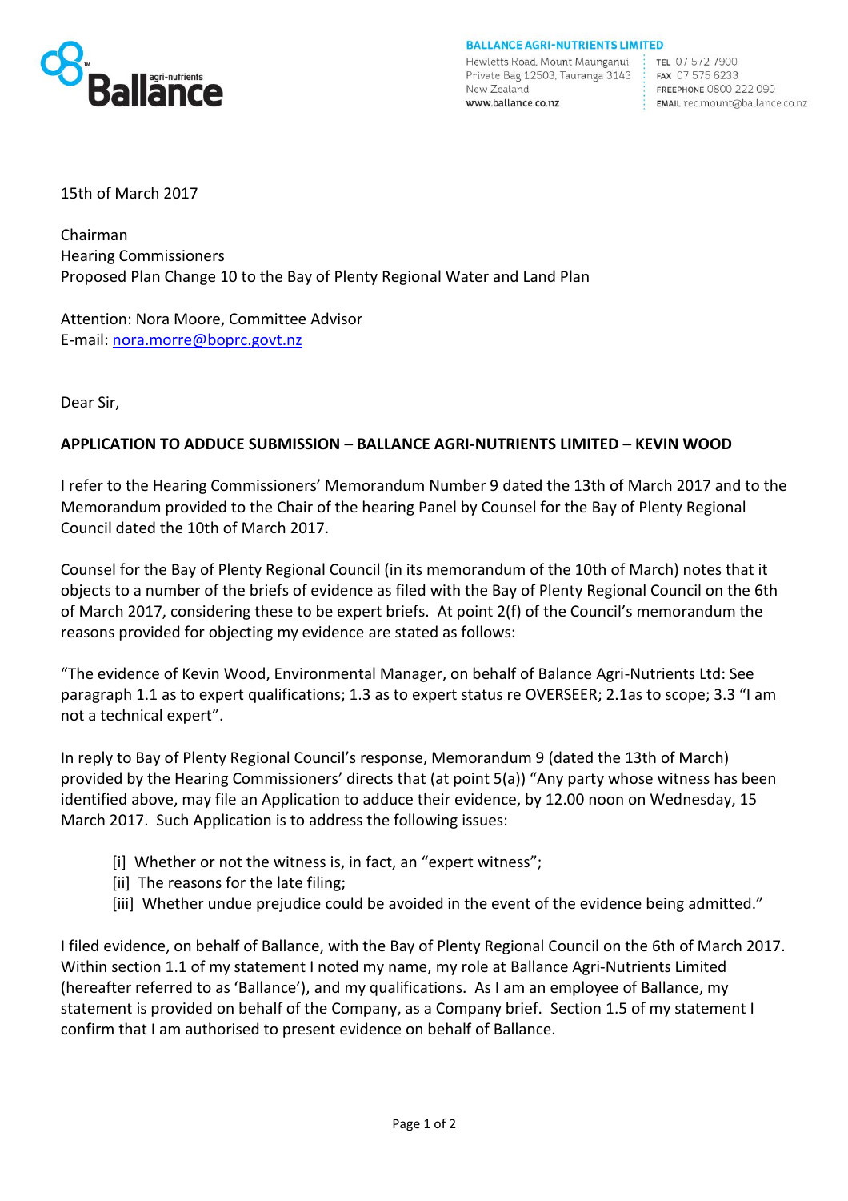**BALLANCE AGRI-NUTRIENTS LIMITED**
Hewletts Road, Mount Maunganui
Private Bag 12503, Tauranga 3143
New Zealand
www.ballance.co.nz

TEL 07 572 7900
FAX 07 575 6233
FREEPHONE 0800 222 090
EMAIL rec.mount@ballance.co.nz

15th of March 2017

Chairman
Hearing Commissioners
Proposed Plan Change 10 to the Bay of Plenty Regional Water and Land Plan

Attention: Nora Moore, Committee Advisor
E-mail: nora.morre@boprc.govt.nz

Dear Sir,

**APPLICATION TO ADDUCE SUBMISSION – BALLANCE AGRI-NUTRIENTS LIMITED – KEVIN WOOD**

I refer to the Hearing Commissioners' Memorandum Number 9 dated the 13th of March 2017 and to the Memorandum provided to the Chair of the hearing Panel by Counsel for the Bay of Plenty Regional Council dated the 10th of March 2017.

Counsel for the Bay of Plenty Regional Council (in its memorandum of the 10th of March) notes that it objects to a number of the briefs of evidence as filed with the Bay of Plenty Regional Council on the 6th of March 2017, considering these to be expert briefs. At point 2(f) of the Council's memorandum the reasons provided for objecting my evidence are stated as follows:

"The evidence of Kevin Wood, Environmental Manager, on behalf of Balance Agri-Nutrients Ltd: See paragraph 1.1 as to expert qualifications; 1.3 as to expert status re OVERSEER; 2.1as to scope; 3.3 "I am not a technical expert".

In reply to Bay of Plenty Regional Council's response, Memorandum 9 (dated the 13th of March) provided by the Hearing Commissioners' directs that (at point 5(a)) "Any party whose witness has been identified above, may file an Application to adduce their evidence, by 12.00 noon on Wednesday, 15 March 2017. Such Application is to address the following issues:

- [i] Whether or not the witness is, in fact, an "expert witness";
- [ii] The reasons for the late filing;
- [iii] Whether undue prejudice could be avoided in the event of the evidence being admitted."

I filed evidence, on behalf of Ballance, with the Bay of Plenty Regional Council on the 6th of March 2017. Within section 1.1 of my statement I noted my name, my role at Ballance Agri-Nutrients Limited (hereafter referred to as 'Ballance'), and my qualifications. As I am an employee of Ballance, my statement is provided on behalf of the Company, as a Company brief. Section 1.5 of my statement I confirm that I am authorised to present evidence on behalf of Ballance.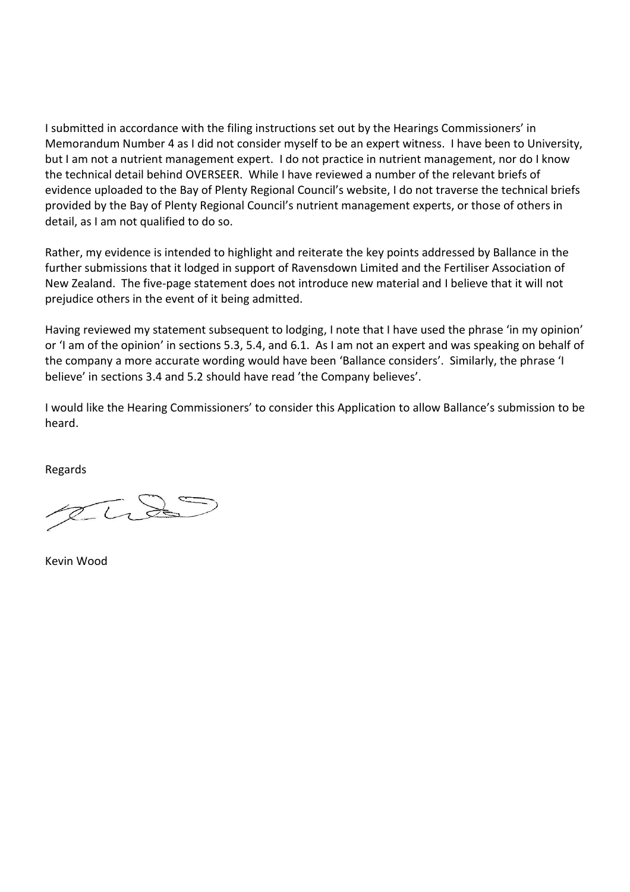I submitted in accordance with the filing instructions set out by the Hearings Commissioners' in Memorandum Number 4 as I did not consider myself to be an expert witness. I have been to University, but I am not a nutrient management expert. I do not practice in nutrient management, nor do I know the technical detail behind OVERSEER. While I have reviewed a number of the relevant briefs of evidence uploaded to the Bay of Plenty Regional Council's website, I do not traverse the technical briefs provided by the Bay of Plenty Regional Council's nutrient management experts, or those of others in detail, as I am not qualified to do so.

Rather, my evidence is intended to highlight and reiterate the key points addressed by Ballance in the further submissions that it lodged in support of Ravensdown Limited and the Fertiliser Association of New Zealand. The five-page statement does not introduce new material and I believe that it will not prejudice others in the event of it being admitted.

Having reviewed my statement subsequent to lodging, I note that I have used the phrase 'in my opinion' or 'I am of the opinion' in sections 5.3, 5.4, and 6.1. As I am not an expert and was speaking on behalf of the company a more accurate wording would have been 'Ballance considers'. Similarly, the phrase 'I believe' in sections 3.4 and 5.2 should have read 'the Company believes'.

I would like the Hearing Commissioners' to consider this Application to allow Ballance's submission to be heard.

Regards

Kevin Wood